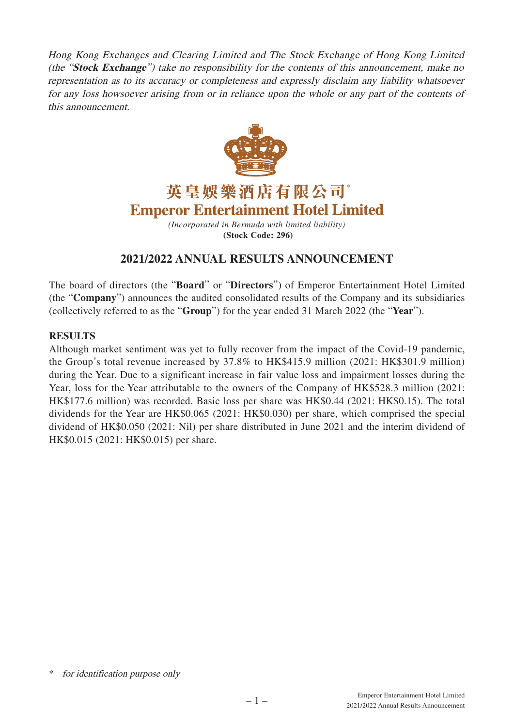*Hong Kong Exchanges and Clearing Limited and The Stock Exchange of Hong Kong Limited (the "**Stock Exchange**") take no responsibility for the contents of this announcement, make no representation as to its accuracy or completeness and expressly disclaim any liability whatsoever for any loss howsoever arising from or in reliance upon the whole or any part of the contents of this announcement.*

# 英皇娛樂酒店有限公司*
# Emperor Entertainment Hotel Limited

*(Incorporated in Bermuda with limited liability)*
**(Stock Code: 296)**

## 2021/2022 ANNUAL RESULTS ANNOUNCEMENT

The board of directors (the "**Board**" or "**Directors**") of Emperor Entertainment Hotel Limited (the "**Company**") announces the audited consolidated results of the Company and its subsidiaries (collectively referred to as the "**Group**") for the year ended 31 March 2022 (the "**Year**").

### RESULTS

Although market sentiment was yet to fully recover from the impact of the Covid-19 pandemic, the Group's total revenue increased by 37.8% to HK$415.9 million (2021: HK$301.9 million) during the Year. Due to a significant increase in fair value loss and impairment losses during the Year, loss for the Year attributable to the owners of the Company of HK$528.3 million (2021: HK$177.6 million) was recorded. Basic loss per share was HK$0.44 (2021: HK$0.15). The total dividends for the Year are HK$0.065 (2021: HK$0.030) per share, which comprised the special dividend of HK$0.050 (2021: Nil) per share distributed in June 2021 and the interim dividend of HK$0.015 (2021: HK$0.015) per share.

\* *for identification purpose only*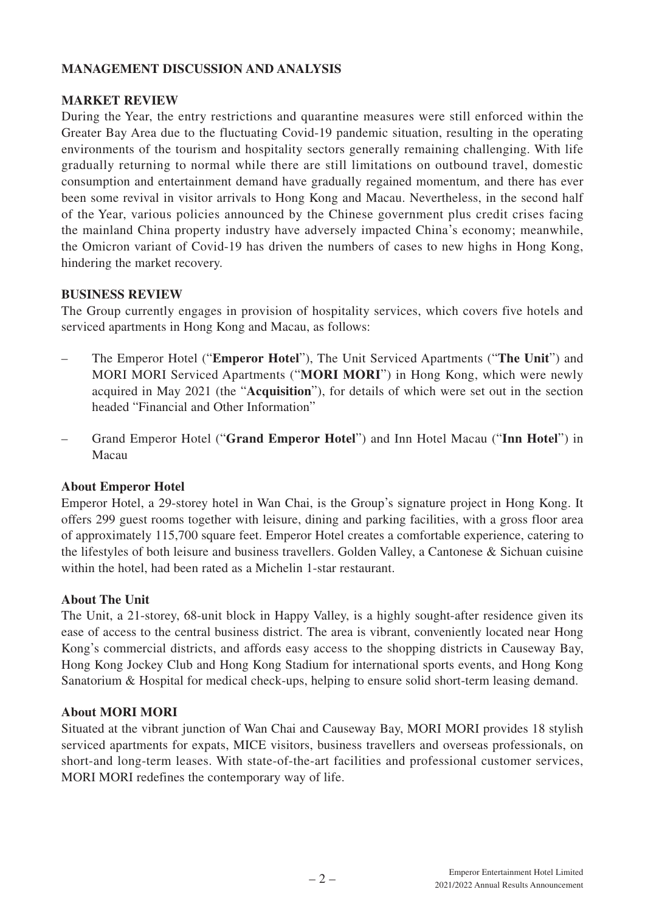## MANAGEMENT DISCUSSION AND ANALYSIS

### MARKET REVIEW

During the Year, the entry restrictions and quarantine measures were still enforced within the Greater Bay Area due to the fluctuating Covid-19 pandemic situation, resulting in the operating environments of the tourism and hospitality sectors generally remaining challenging. With life gradually returning to normal while there are still limitations on outbound travel, domestic consumption and entertainment demand have gradually regained momentum, and there has ever been some revival in visitor arrivals to Hong Kong and Macau. Nevertheless, in the second half of the Year, various policies announced by the Chinese government plus credit crises facing the mainland China property industry have adversely impacted China's economy; meanwhile, the Omicron variant of Covid-19 has driven the numbers of cases to new highs in Hong Kong, hindering the market recovery.

### BUSINESS REVIEW

The Group currently engages in provision of hospitality services, which covers five hotels and serviced apartments in Hong Kong and Macau, as follows:

– The Emperor Hotel ("**Emperor Hotel**"), The Unit Serviced Apartments ("**The Unit**") and MORI MORI Serviced Apartments ("**MORI MORI**") in Hong Kong, which were newly acquired in May 2021 (the "**Acquisition**"), for details of which were set out in the section headed "Financial and Other Information"

– Grand Emperor Hotel ("**Grand Emperor Hotel**") and Inn Hotel Macau ("**Inn Hotel**") in Macau

#### About Emperor Hotel

Emperor Hotel, a 29-storey hotel in Wan Chai, is the Group's signature project in Hong Kong. It offers 299 guest rooms together with leisure, dining and parking facilities, with a gross floor area of approximately 115,700 square feet. Emperor Hotel creates a comfortable experience, catering to the lifestyles of both leisure and business travellers. Golden Valley, a Cantonese & Sichuan cuisine within the hotel, had been rated as a Michelin 1-star restaurant.

#### About The Unit

The Unit, a 21-storey, 68-unit block in Happy Valley, is a highly sought-after residence given its ease of access to the central business district. The area is vibrant, conveniently located near Hong Kong's commercial districts, and affords easy access to the shopping districts in Causeway Bay, Hong Kong Jockey Club and Hong Kong Stadium for international sports events, and Hong Kong Sanatorium & Hospital for medical check-ups, helping to ensure solid short-term leasing demand.

#### About MORI MORI

Situated at the vibrant junction of Wan Chai and Causeway Bay, MORI MORI provides 18 stylish serviced apartments for expats, MICE visitors, business travellers and overseas professionals, on short-and long-term leases. With state-of-the-art facilities and professional customer services, MORI MORI redefines the contemporary way of life.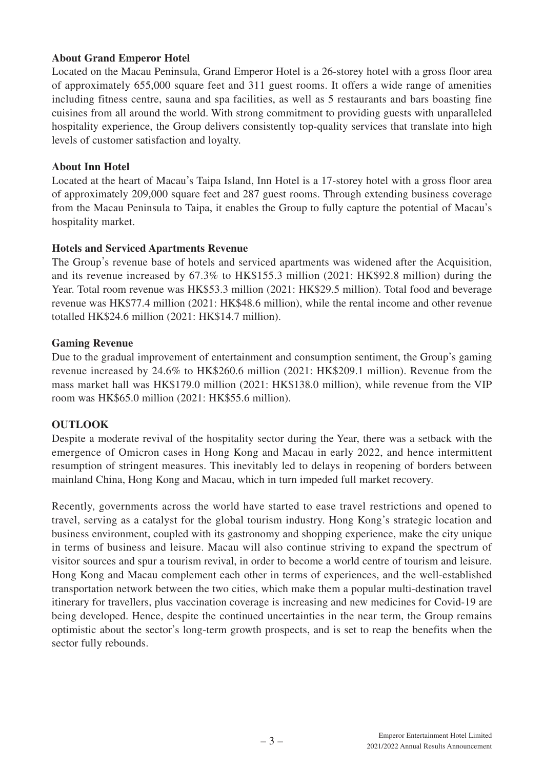**About Grand Emperor Hotel**

Located on the Macau Peninsula, Grand Emperor Hotel is a 26-storey hotel with a gross floor area of approximately 655,000 square feet and 311 guest rooms. It offers a wide range of amenities including fitness centre, sauna and spa facilities, as well as 5 restaurants and bars boasting fine cuisines from all around the world. With strong commitment to providing guests with unparalleled hospitality experience, the Group delivers consistently top-quality services that translate into high levels of customer satisfaction and loyalty.

**About Inn Hotel**

Located at the heart of Macau's Taipa Island, Inn Hotel is a 17-storey hotel with a gross floor area of approximately 209,000 square feet and 287 guest rooms. Through extending business coverage from the Macau Peninsula to Taipa, it enables the Group to fully capture the potential of Macau's hospitality market.

**Hotels and Serviced Apartments Revenue**

The Group's revenue base of hotels and serviced apartments was widened after the Acquisition, and its revenue increased by 67.3% to HK$155.3 million (2021: HK$92.8 million) during the Year. Total room revenue was HK$53.3 million (2021: HK$29.5 million). Total food and beverage revenue was HK$77.4 million (2021: HK$48.6 million), while the rental income and other revenue totalled HK$24.6 million (2021: HK$14.7 million).

**Gaming Revenue**

Due to the gradual improvement of entertainment and consumption sentiment, the Group's gaming revenue increased by 24.6% to HK$260.6 million (2021: HK$209.1 million). Revenue from the mass market hall was HK$179.0 million (2021: HK$138.0 million), while revenue from the VIP room was HK$65.0 million (2021: HK$55.6 million).

## OUTLOOK

Despite a moderate revival of the hospitality sector during the Year, there was a setback with the emergence of Omicron cases in Hong Kong and Macau in early 2022, and hence intermittent resumption of stringent measures. This inevitably led to delays in reopening of borders between mainland China, Hong Kong and Macau, which in turn impeded full market recovery.

Recently, governments across the world have started to ease travel restrictions and opened to travel, serving as a catalyst for the global tourism industry. Hong Kong's strategic location and business environment, coupled with its gastronomy and shopping experience, make the city unique in terms of business and leisure. Macau will also continue striving to expand the spectrum of visitor sources and spur a tourism revival, in order to become a world centre of tourism and leisure. Hong Kong and Macau complement each other in terms of experiences, and the well-established transportation network between the two cities, which make them a popular multi-destination travel itinerary for travellers, plus vaccination coverage is increasing and new medicines for Covid-19 are being developed. Hence, despite the continued uncertainties in the near term, the Group remains optimistic about the sector's long-term growth prospects, and is set to reap the benefits when the sector fully rebounds.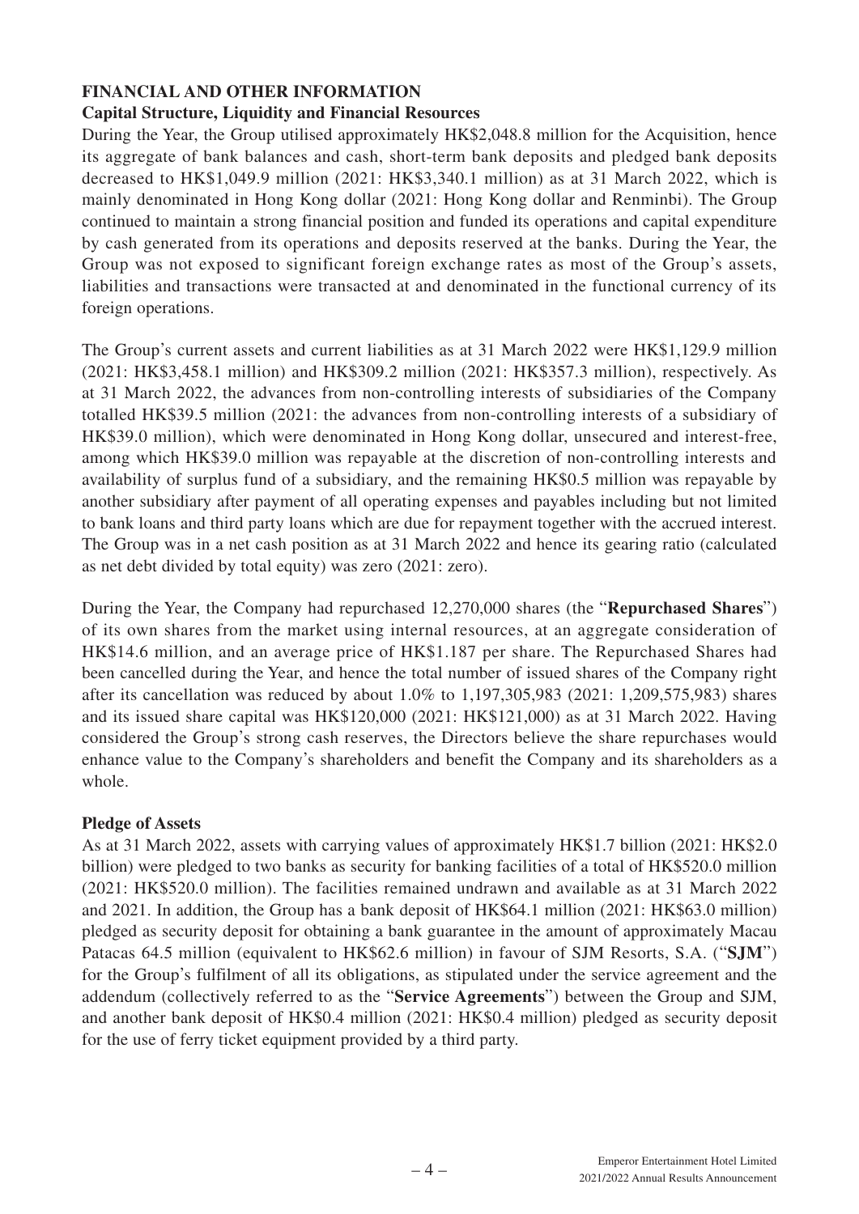## FINANCIAL AND OTHER INFORMATION

### Capital Structure, Liquidity and Financial Resources

During the Year, the Group utilised approximately HK$2,048.8 million for the Acquisition, hence its aggregate of bank balances and cash, short-term bank deposits and pledged bank deposits decreased to HK$1,049.9 million (2021: HK$3,340.1 million) as at 31 March 2022, which is mainly denominated in Hong Kong dollar (2021: Hong Kong dollar and Renminbi). The Group continued to maintain a strong financial position and funded its operations and capital expenditure by cash generated from its operations and deposits reserved at the banks. During the Year, the Group was not exposed to significant foreign exchange rates as most of the Group's assets, liabilities and transactions were transacted at and denominated in the functional currency of its foreign operations.

The Group's current assets and current liabilities as at 31 March 2022 were HK$1,129.9 million (2021: HK$3,458.1 million) and HK$309.2 million (2021: HK$357.3 million), respectively. As at 31 March 2022, the advances from non-controlling interests of subsidiaries of the Company totalled HK$39.5 million (2021: the advances from non-controlling interests of a subsidiary of HK$39.0 million), which were denominated in Hong Kong dollar, unsecured and interest-free, among which HK$39.0 million was repayable at the discretion of non-controlling interests and availability of surplus fund of a subsidiary, and the remaining HK$0.5 million was repayable by another subsidiary after payment of all operating expenses and payables including but not limited to bank loans and third party loans which are due for repayment together with the accrued interest. The Group was in a net cash position as at 31 March 2022 and hence its gearing ratio (calculated as net debt divided by total equity) was zero (2021: zero).

During the Year, the Company had repurchased 12,270,000 shares (the "**Repurchased Shares**") of its own shares from the market using internal resources, at an aggregate consideration of HK$14.6 million, and an average price of HK$1.187 per share. The Repurchased Shares had been cancelled during the Year, and hence the total number of issued shares of the Company right after its cancellation was reduced by about 1.0% to 1,197,305,983 (2021: 1,209,575,983) shares and its issued share capital was HK$120,000 (2021: HK$121,000) as at 31 March 2022. Having considered the Group's strong cash reserves, the Directors believe the share repurchases would enhance value to the Company's shareholders and benefit the Company and its shareholders as a whole.

### Pledge of Assets

As at 31 March 2022, assets with carrying values of approximately HK$1.7 billion (2021: HK$2.0 billion) were pledged to two banks as security for banking facilities of a total of HK$520.0 million (2021: HK$520.0 million). The facilities remained undrawn and available as at 31 March 2022 and 2021. In addition, the Group has a bank deposit of HK$64.1 million (2021: HK$63.0 million) pledged as security deposit for obtaining a bank guarantee in the amount of approximately Macau Patacas 64.5 million (equivalent to HK$62.6 million) in favour of SJM Resorts, S.A. ("**SJM**") for the Group's fulfilment of all its obligations, as stipulated under the service agreement and the addendum (collectively referred to as the "**Service Agreements**") between the Group and SJM, and another bank deposit of HK$0.4 million (2021: HK$0.4 million) pledged as security deposit for the use of ferry ticket equipment provided by a third party.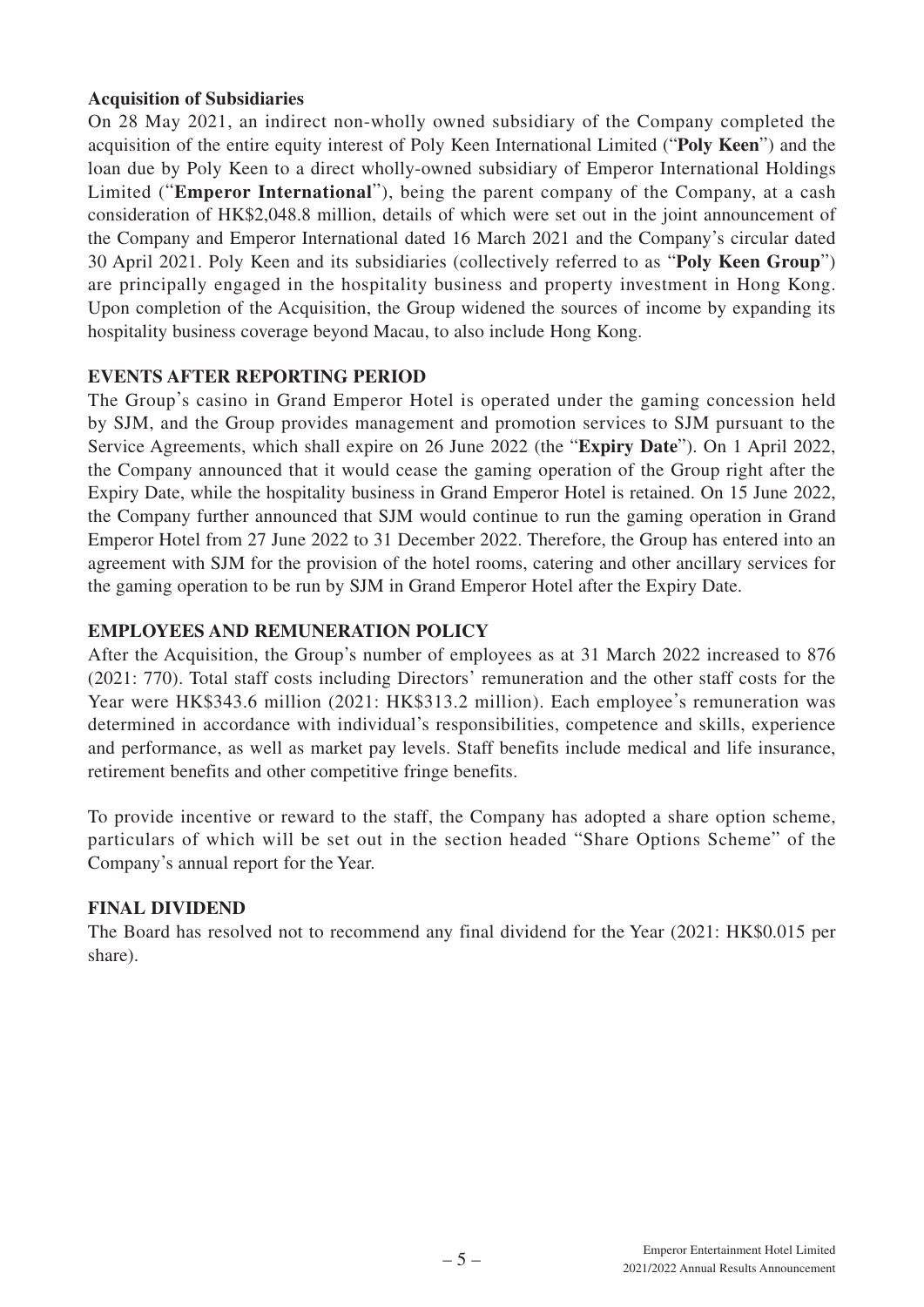**Acquisition of Subsidiaries**

On 28 May 2021, an indirect non-wholly owned subsidiary of the Company completed the acquisition of the entire equity interest of Poly Keen International Limited ("**Poly Keen**") and the loan due by Poly Keen to a direct wholly-owned subsidiary of Emperor International Holdings Limited ("**Emperor International**"), being the parent company of the Company, at a cash consideration of HK$2,048.8 million, details of which were set out in the joint announcement of the Company and Emperor International dated 16 March 2021 and the Company's circular dated 30 April 2021. Poly Keen and its subsidiaries (collectively referred to as "**Poly Keen Group**") are principally engaged in the hospitality business and property investment in Hong Kong. Upon completion of the Acquisition, the Group widened the sources of income by expanding its hospitality business coverage beyond Macau, to also include Hong Kong.

## EVENTS AFTER REPORTING PERIOD

The Group's casino in Grand Emperor Hotel is operated under the gaming concession held by SJM, and the Group provides management and promotion services to SJM pursuant to the Service Agreements, which shall expire on 26 June 2022 (the "**Expiry Date**"). On 1 April 2022, the Company announced that it would cease the gaming operation of the Group right after the Expiry Date, while the hospitality business in Grand Emperor Hotel is retained. On 15 June 2022, the Company further announced that SJM would continue to run the gaming operation in Grand Emperor Hotel from 27 June 2022 to 31 December 2022. Therefore, the Group has entered into an agreement with SJM for the provision of the hotel rooms, catering and other ancillary services for the gaming operation to be run by SJM in Grand Emperor Hotel after the Expiry Date.

## EMPLOYEES AND REMUNERATION POLICY

After the Acquisition, the Group's number of employees as at 31 March 2022 increased to 876 (2021: 770). Total staff costs including Directors' remuneration and the other staff costs for the Year were HK$343.6 million (2021: HK$313.2 million). Each employee's remuneration was determined in accordance with individual's responsibilities, competence and skills, experience and performance, as well as market pay levels. Staff benefits include medical and life insurance, retirement benefits and other competitive fringe benefits.

To provide incentive or reward to the staff, the Company has adopted a share option scheme, particulars of which will be set out in the section headed "Share Options Scheme" of the Company's annual report for the Year.

## FINAL DIVIDEND

The Board has resolved not to recommend any final dividend for the Year (2021: HK$0.015 per share).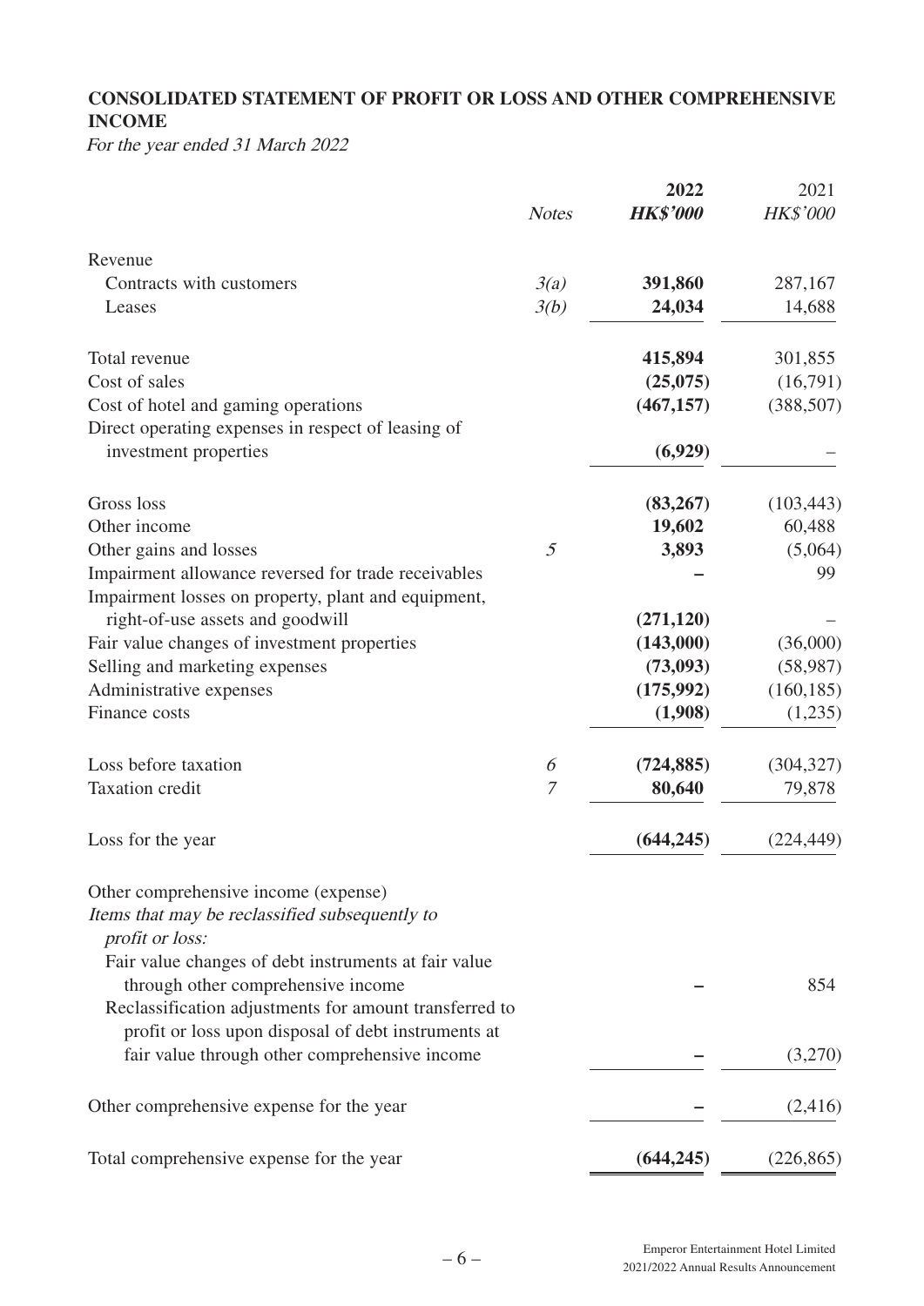## CONSOLIDATED STATEMENT OF PROFIT OR LOSS AND OTHER COMPREHENSIVE INCOME

*For the year ended 31 March 2022*

| | *Notes* | **2022** **HK$'000** | 2021 HK$'000 |
|---|---|---|---|
| Revenue | | | |
| Contracts with customers | *3(a)* | **391,860** | 287,167 |
| Leases | *3(b)* | **24,034** | 14,688 |
| Total revenue | | **415,894** | 301,855 |
| Cost of sales | | **(25,075)** | (16,791) |
| Cost of hotel and gaming operations | | **(467,157)** | (388,507) |
| Direct operating expenses in respect of leasing of investment properties | | **(6,929)** | – |
| Gross loss | | **(83,267)** | (103,443) |
| Other income | | **19,602** | 60,488 |
| Other gains and losses | *5* | **3,893** | (5,064) |
| Impairment allowance reversed for trade receivables | | **–** | 99 |
| Impairment losses on property, plant and equipment, right-of-use assets and goodwill | | **(271,120)** | – |
| Fair value changes of investment properties | | **(143,000)** | (36,000) |
| Selling and marketing expenses | | **(73,093)** | (58,987) |
| Administrative expenses | | **(175,992)** | (160,185) |
| Finance costs | | **(1,908)** | (1,235) |
| Loss before taxation | *6* | **(724,885)** | (304,327) |
| Taxation credit | *7* | **80,640** | 79,878 |
| Loss for the year | | **(644,245)** | (224,449) |
| Other comprehensive income (expense) | | | |
| *Items that may be reclassified subsequently to profit or loss:* | | | |
| Fair value changes of debt instruments at fair value through other comprehensive income | | **–** | 854 |
| Reclassification adjustments for amount transferred to profit or loss upon disposal of debt instruments at fair value through other comprehensive income | | **–** | (3,270) |
| Other comprehensive expense for the year | | **–** | (2,416) |
| Total comprehensive expense for the year | | **(644,245)** | (226,865) |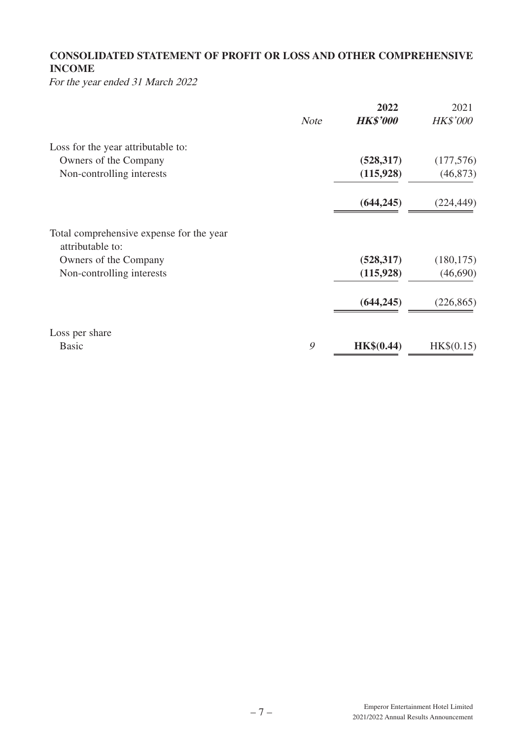**CONSOLIDATED STATEMENT OF PROFIT OR LOSS AND OTHER COMPREHENSIVE INCOME**

*For the year ended 31 March 2022*

| | *Note* | **2022** | 2021 |
|---|---|---|---|
| | | ***HK$'000*** | *HK$'000* |
| Loss for the year attributable to: | | | |
| Owners of the Company | | **(528,317)** | (177,576) |
| Non-controlling interests | | **(115,928)** | (46,873) |
| | | **(644,245)** | (224,449) |
| Total comprehensive expense for the year attributable to: | | | |
| Owners of the Company | | **(528,317)** | (180,175) |
| Non-controlling interests | | **(115,928)** | (46,690) |
| | | **(644,245)** | (226,865) |
| Loss per share | | | |
| Basic | *9* | **HK$(0.44)** | HK$(0.15) |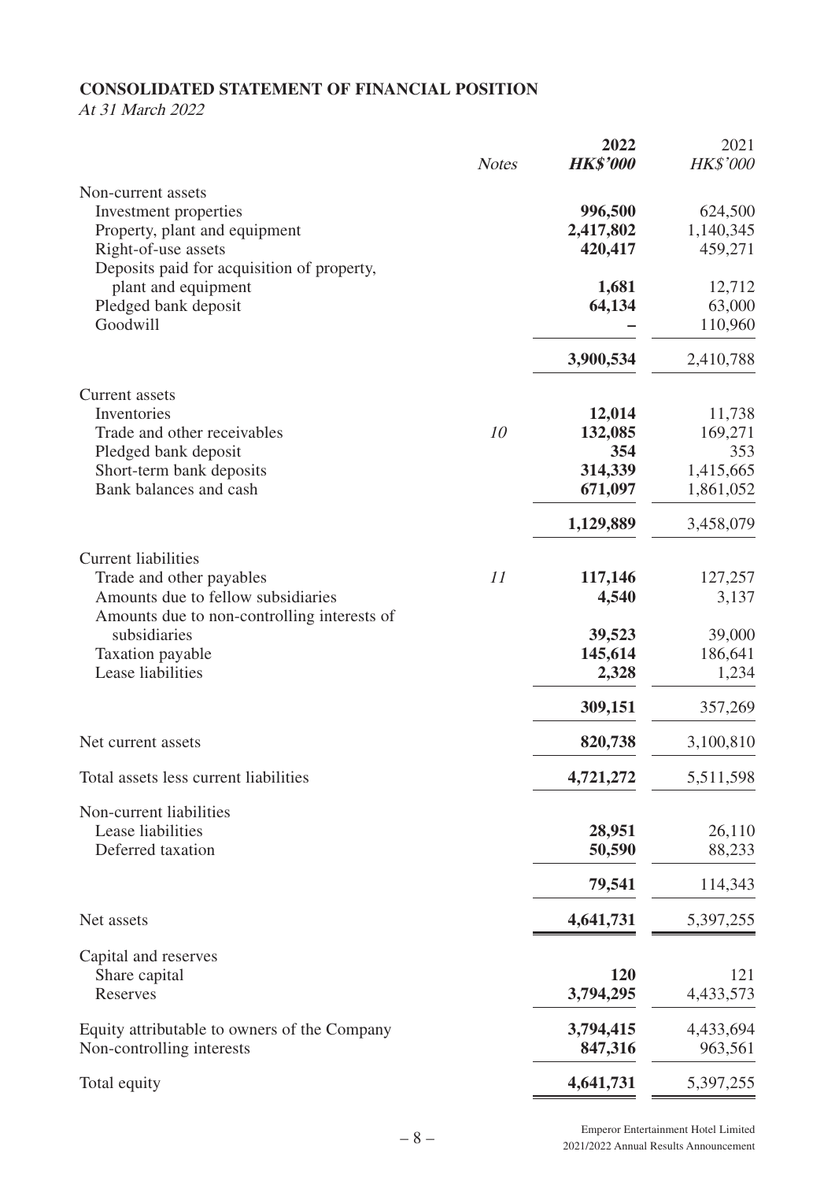## CONSOLIDATED STATEMENT OF FINANCIAL POSITION

*At 31 March 2022*

| | *Notes* | **2022** | 2021 |
|---|---|---|---|
| | | ***HK$'000*** | *HK$'000* |
| Non-current assets | | | |
| Investment properties | | **996,500** | 624,500 |
| Property, plant and equipment | | **2,417,802** | 1,140,345 |
| Right-of-use assets | | **420,417** | 459,271 |
| Deposits paid for acquisition of property, plant and equipment | | **1,681** | 12,712 |
| Pledged bank deposit | | **64,134** | 63,000 |
| Goodwill | | **–** | 110,960 |
| | | **3,900,534** | 2,410,788 |
| Current assets | | | |
| Inventories | | **12,014** | 11,738 |
| Trade and other receivables | *10* | **132,085** | 169,271 |
| Pledged bank deposit | | **354** | 353 |
| Short-term bank deposits | | **314,339** | 1,415,665 |
| Bank balances and cash | | **671,097** | 1,861,052 |
| | | **1,129,889** | 3,458,079 |
| Current liabilities | | | |
| Trade and other payables | *11* | **117,146** | 127,257 |
| Amounts due to fellow subsidiaries | | **4,540** | 3,137 |
| Amounts due to non-controlling interests of subsidiaries | | **39,523** | 39,000 |
| Taxation payable | | **145,614** | 186,641 |
| Lease liabilities | | **2,328** | 1,234 |
| | | **309,151** | 357,269 |
| Net current assets | | **820,738** | 3,100,810 |
| Total assets less current liabilities | | **4,721,272** | 5,511,598 |
| Non-current liabilities | | | |
| Lease liabilities | | **28,951** | 26,110 |
| Deferred taxation | | **50,590** | 88,233 |
| | | **79,541** | 114,343 |
| Net assets | | **4,641,731** | 5,397,255 |
| Capital and reserves | | | |
| Share capital | | **120** | 121 |
| Reserves | | **3,794,295** | 4,433,573 |
| Equity attributable to owners of the Company | | **3,794,415** | 4,433,694 |
| Non-controlling interests | | **847,316** | 963,561 |
| Total equity | | **4,641,731** | 5,397,255 |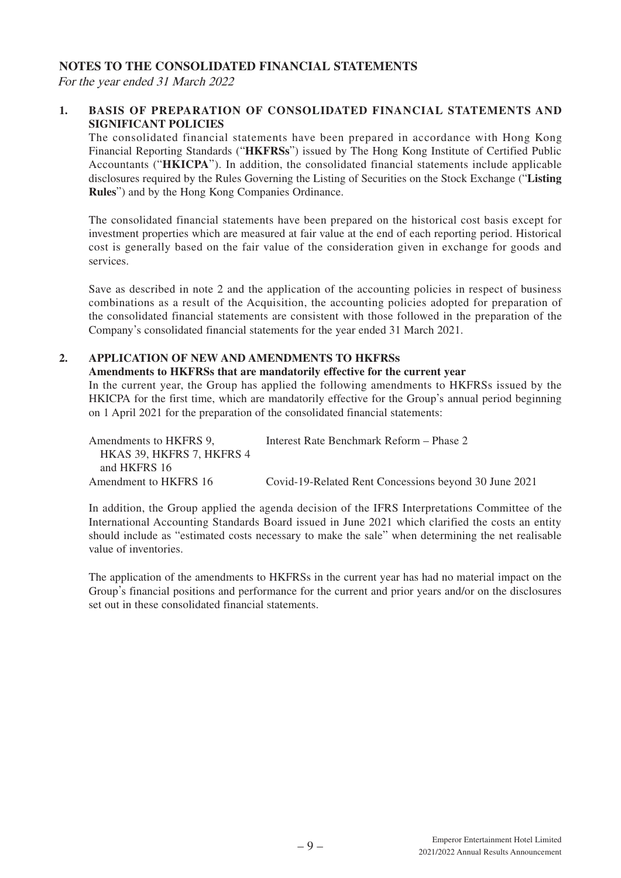## NOTES TO THE CONSOLIDATED FINANCIAL STATEMENTS

*For the year ended 31 March 2022*

### 1. BASIS OF PREPARATION OF CONSOLIDATED FINANCIAL STATEMENTS AND SIGNIFICANT POLICIES

The consolidated financial statements have been prepared in accordance with Hong Kong Financial Reporting Standards ("**HKFRSs**") issued by The Hong Kong Institute of Certified Public Accountants ("**HKICPA**"). In addition, the consolidated financial statements include applicable disclosures required by the Rules Governing the Listing of Securities on the Stock Exchange ("**Listing Rules**") and by the Hong Kong Companies Ordinance.

The consolidated financial statements have been prepared on the historical cost basis except for investment properties which are measured at fair value at the end of each reporting period. Historical cost is generally based on the fair value of the consideration given in exchange for goods and services.

Save as described in note 2 and the application of the accounting policies in respect of business combinations as a result of the Acquisition, the accounting policies adopted for preparation of the consolidated financial statements are consistent with those followed in the preparation of the Company's consolidated financial statements for the year ended 31 March 2021.

### 2. APPLICATION OF NEW AND AMENDMENTS TO HKFRSs

**Amendments to HKFRSs that are mandatorily effective for the current year**

In the current year, the Group has applied the following amendments to HKFRSs issued by the HKICPA for the first time, which are mandatorily effective for the Group's annual period beginning on 1 April 2021 for the preparation of the consolidated financial statements:

| | |
|---|---|
| Amendments to HKFRS 9, HKAS 39, HKFRS 7, HKFRS 4 and HKFRS 16 | Interest Rate Benchmark Reform – Phase 2 |
| Amendment to HKFRS 16 | Covid-19-Related Rent Concessions beyond 30 June 2021 |

In addition, the Group applied the agenda decision of the IFRS Interpretations Committee of the International Accounting Standards Board issued in June 2021 which clarified the costs an entity should include as "estimated costs necessary to make the sale" when determining the net realisable value of inventories.

The application of the amendments to HKFRSs in the current year has had no material impact on the Group's financial positions and performance for the current and prior years and/or on the disclosures set out in these consolidated financial statements.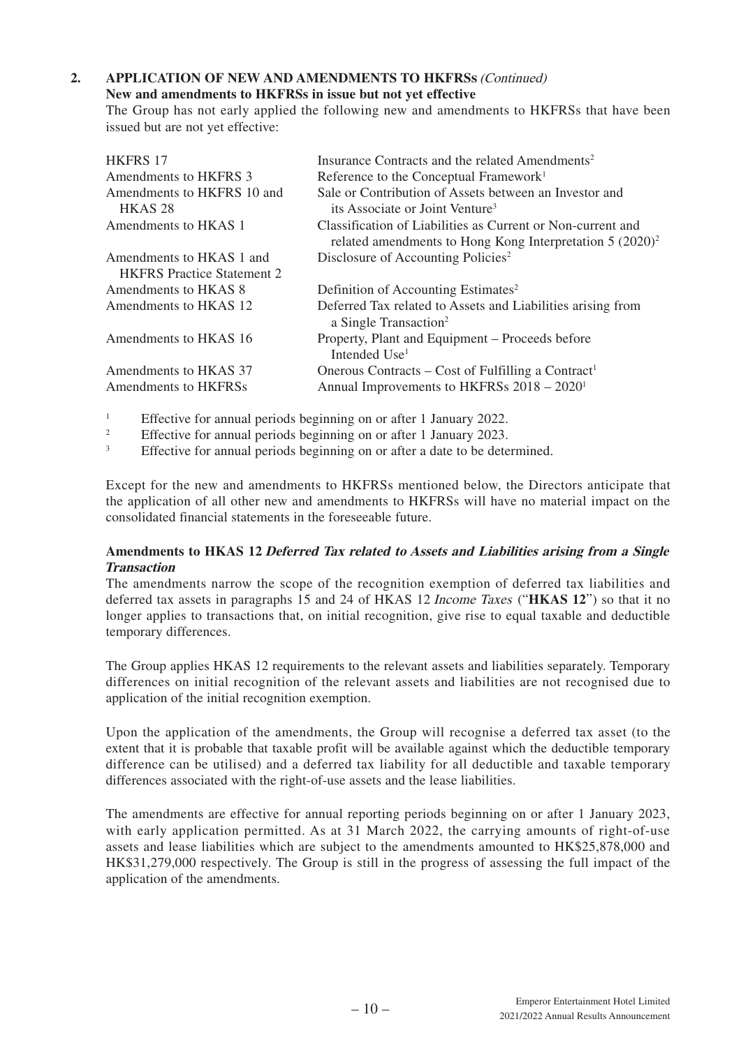## 2. APPLICATION OF NEW AND AMENDMENTS TO HKFRSs *(Continued)*

**New and amendments to HKFRSs in issue but not yet effective**

The Group has not early applied the following new and amendments to HKFRSs that have been issued but are not yet effective:

| | |
|---|---|
| HKFRS 17 | Insurance Contracts and the related Amendments[2] |
| Amendments to HKFRS 3 | Reference to the Conceptual Framework[1] |
| Amendments to HKFRS 10 and HKAS 28 | Sale or Contribution of Assets between an Investor and its Associate or Joint Venture[3] |
| Amendments to HKAS 1 | Classification of Liabilities as Current or Non-current and related amendments to Hong Kong Interpretation 5 (2020)[2] |
| Amendments to HKAS 1 and HKFRS Practice Statement 2 | Disclosure of Accounting Policies[2] |
| Amendments to HKAS 8 | Definition of Accounting Estimates[2] |
| Amendments to HKAS 12 | Deferred Tax related to Assets and Liabilities arising from a Single Transaction[2] |
| Amendments to HKAS 16 | Property, Plant and Equipment – Proceeds before Intended Use[1] |
| Amendments to HKAS 37 | Onerous Contracts – Cost of Fulfilling a Contract[1] |
| Amendments to HKFRSs | Annual Improvements to HKFRSs 2018 – 2020[1] |

[1] Effective for annual periods beginning on or after 1 January 2022.

[2] Effective for annual periods beginning on or after 1 January 2023.

[3] Effective for annual periods beginning on or after a date to be determined.

Except for the new and amendments to HKFRSs mentioned below, the Directors anticipate that the application of all other new and amendments to HKFRSs will have no material impact on the consolidated financial statements in the foreseeable future.

**Amendments to HKAS 12 *Deferred Tax related to Assets and Liabilities arising from a Single Transaction***

The amendments narrow the scope of the recognition exemption of deferred tax liabilities and deferred tax assets in paragraphs 15 and 24 of HKAS 12 *Income Taxes* ("**HKAS 12**") so that it no longer applies to transactions that, on initial recognition, give rise to equal taxable and deductible temporary differences.

The Group applies HKAS 12 requirements to the relevant assets and liabilities separately. Temporary differences on initial recognition of the relevant assets and liabilities are not recognised due to application of the initial recognition exemption.

Upon the application of the amendments, the Group will recognise a deferred tax asset (to the extent that it is probable that taxable profit will be available against which the deductible temporary difference can be utilised) and a deferred tax liability for all deductible and taxable temporary differences associated with the right-of-use assets and the lease liabilities.

The amendments are effective for annual reporting periods beginning on or after 1 January 2023, with early application permitted. As at 31 March 2022, the carrying amounts of right-of-use assets and lease liabilities which are subject to the amendments amounted to HK$25,878,000 and HK$31,279,000 respectively. The Group is still in the progress of assessing the full impact of the application of the amendments.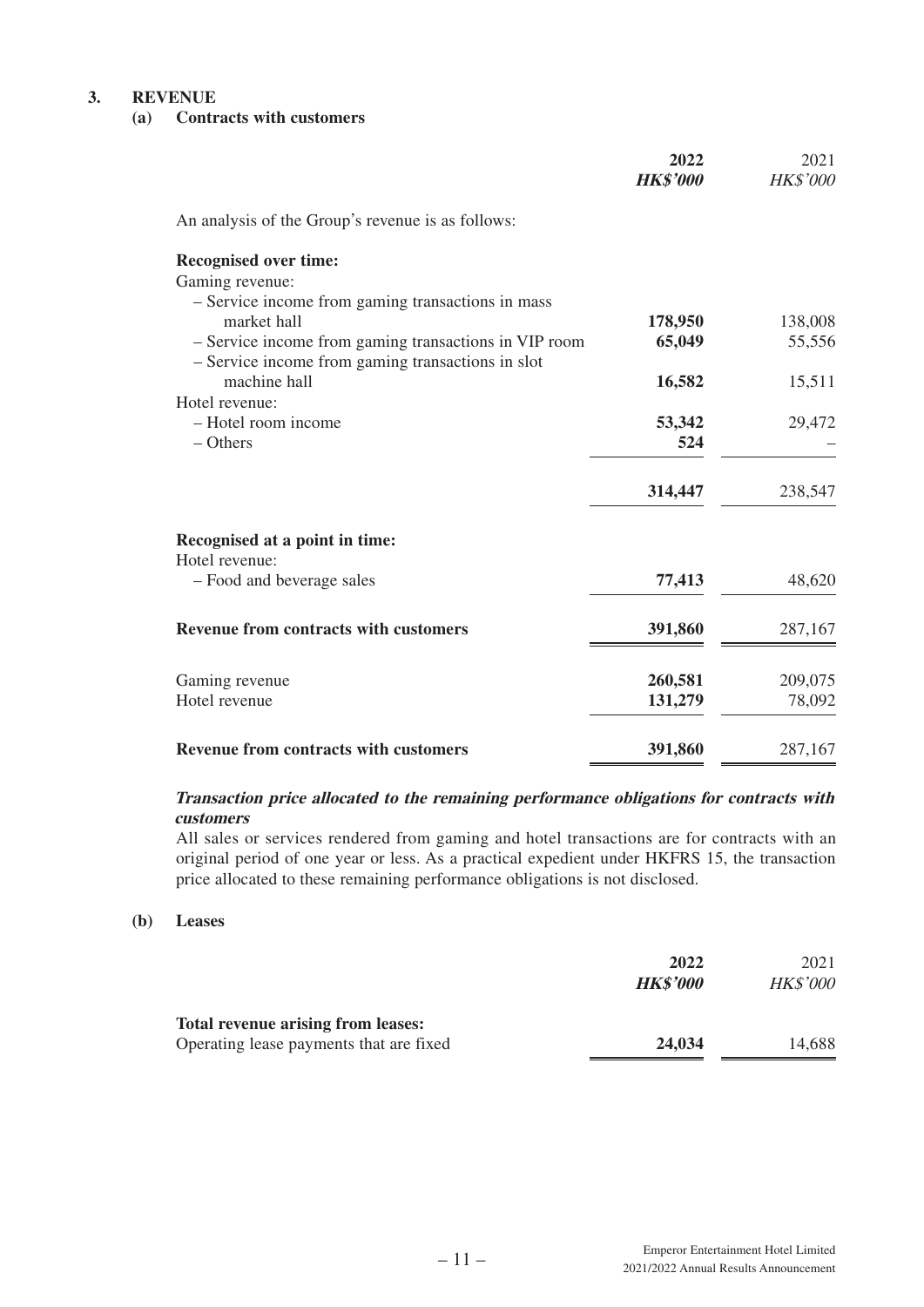## 3. REVENUE

### (a) Contracts with customers

| | **2022** *HK$'000* | 2021 *HK$'000* |
|---|---|---|
| An analysis of the Group's revenue is as follows: | | |
| **Recognised over time:** | | |
| Gaming revenue: | | |
| – Service income from gaming transactions in mass market hall | **178,950** | 138,008 |
| – Service income from gaming transactions in VIP room | **65,049** | 55,556 |
| – Service income from gaming transactions in slot machine hall | **16,582** | 15,511 |
| Hotel revenue: | | |
| – Hotel room income | **53,342** | 29,472 |
| – Others | **524** | – |
| | **314,447** | 238,547 |
| **Recognised at a point in time:** | | |
| Hotel revenue: | | |
| – Food and beverage sales | **77,413** | 48,620 |
| **Revenue from contracts with customers** | **391,860** | 287,167 |
| Gaming revenue | **260,581** | 209,075 |
| Hotel revenue | **131,279** | 78,092 |
| **Revenue from contracts with customers** | **391,860** | 287,167 |

***Transaction price allocated to the remaining performance obligations for contracts with customers***

All sales or services rendered from gaming and hotel transactions are for contracts with an original period of one year or less. As a practical expedient under HKFRS 15, the transaction price allocated to these remaining performance obligations is not disclosed.

### (b) Leases

| | **2022** *HK$'000* | 2021 *HK$'000* |
|---|---|---|
| **Total revenue arising from leases:** | | |
| Operating lease payments that are fixed | **24,034** | 14,688 |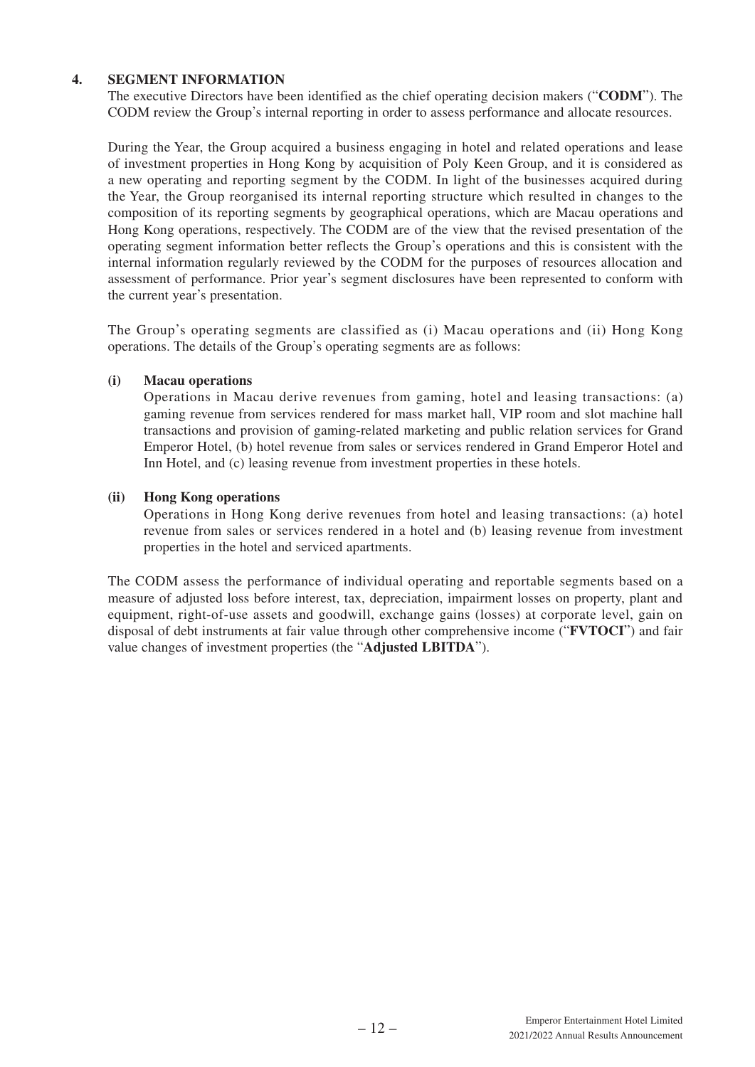## 4. SEGMENT INFORMATION

The executive Directors have been identified as the chief operating decision makers ("**CODM**"). The CODM review the Group's internal reporting in order to assess performance and allocate resources.

During the Year, the Group acquired a business engaging in hotel and related operations and lease of investment properties in Hong Kong by acquisition of Poly Keen Group, and it is considered as a new operating and reporting segment by the CODM. In light of the businesses acquired during the Year, the Group reorganised its internal reporting structure which resulted in changes to the composition of its reporting segments by geographical operations, which are Macau operations and Hong Kong operations, respectively. The CODM are of the view that the revised presentation of the operating segment information better reflects the Group's operations and this is consistent with the internal information regularly reviewed by the CODM for the purposes of resources allocation and assessment of performance. Prior year's segment disclosures have been represented to conform with the current year's presentation.

The Group's operating segments are classified as (i) Macau operations and (ii) Hong Kong operations. The details of the Group's operating segments are as follows:

### (i) Macau operations

Operations in Macau derive revenues from gaming, hotel and leasing transactions: (a) gaming revenue from services rendered for mass market hall, VIP room and slot machine hall transactions and provision of gaming-related marketing and public relation services for Grand Emperor Hotel, (b) hotel revenue from sales or services rendered in Grand Emperor Hotel and Inn Hotel, and (c) leasing revenue from investment properties in these hotels.

### (ii) Hong Kong operations

Operations in Hong Kong derive revenues from hotel and leasing transactions: (a) hotel revenue from sales or services rendered in a hotel and (b) leasing revenue from investment properties in the hotel and serviced apartments.

The CODM assess the performance of individual operating and reportable segments based on a measure of adjusted loss before interest, tax, depreciation, impairment losses on property, plant and equipment, right-of-use assets and goodwill, exchange gains (losses) at corporate level, gain on disposal of debt instruments at fair value through other comprehensive income ("**FVTOCI**") and fair value changes of investment properties (the "**Adjusted LBITDA**").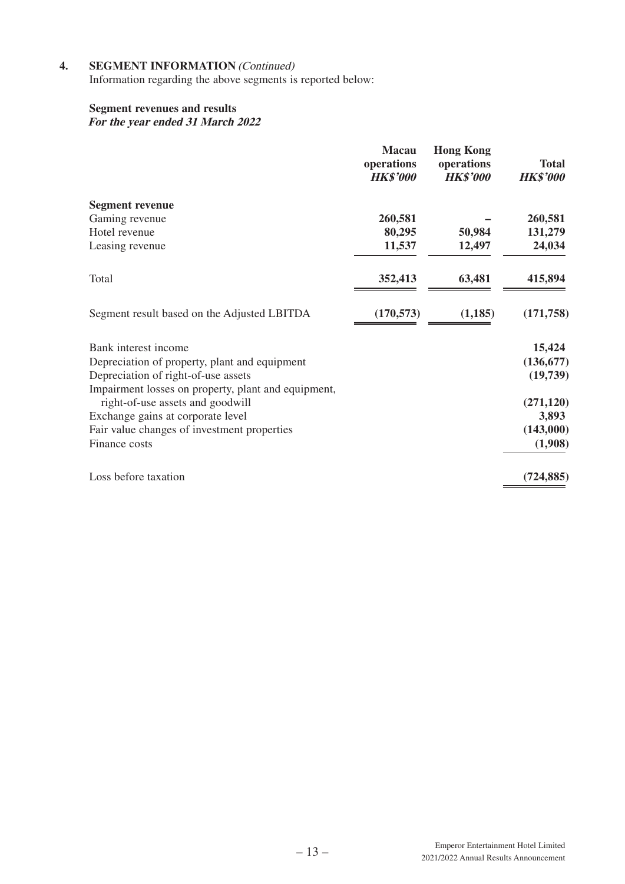## 4. SEGMENT INFORMATION *(Continued)*

Information regarding the above segments is reported below:

**Segment revenues and results**
***For the year ended 31 March 2022***

| | **Macau operations** ***HK$'000*** | **Hong Kong operations** ***HK$'000*** | **Total** ***HK$'000*** |
|---|---|---|---|
| **Segment revenue** | | | |
| Gaming revenue | **260,581** | **–** | **260,581** |
| Hotel revenue | **80,295** | **50,984** | **131,279** |
| Leasing revenue | **11,537** | **12,497** | **24,034** |
| Total | **352,413** | **63,481** | **415,894** |
| Segment result based on the Adjusted LBITDA | **(170,573)** | **(1,185)** | **(171,758)** |
| Bank interest income | | | **15,424** |
| Depreciation of property, plant and equipment | | | **(136,677)** |
| Depreciation of right-of-use assets | | | **(19,739)** |
| Impairment losses on property, plant and equipment, right-of-use assets and goodwill | | | **(271,120)** |
| Exchange gains at corporate level | | | **3,893** |
| Fair value changes of investment properties | | | **(143,000)** |
| Finance costs | | | **(1,908)** |
| Loss before taxation | | | **(724,885)** |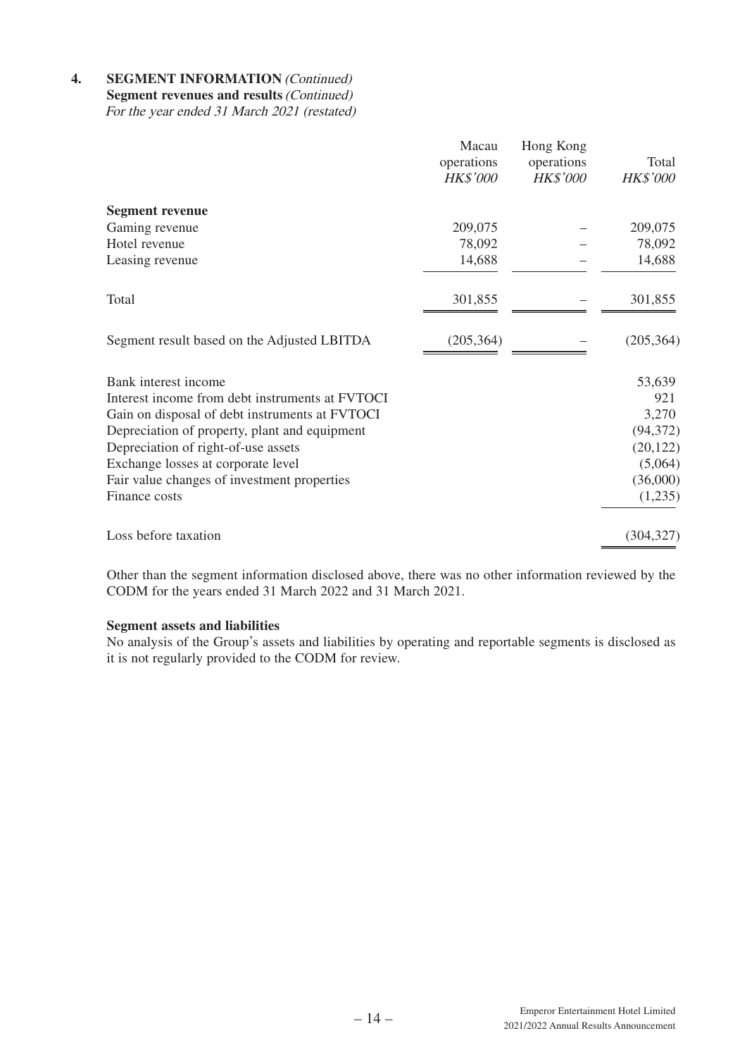**4. SEGMENT INFORMATION** *(Continued)*

**Segment revenues and results** *(Continued)*

*For the year ended 31 March 2021 (restated)*

| | Macau operations *HK$'000* | Hong Kong operations *HK$'000* | Total *HK$'000* |
|---|---|---|---|
| **Segment revenue** | | | |
| Gaming revenue | 209,075 | – | 209,075 |
| Hotel revenue | 78,092 | – | 78,092 |
| Leasing revenue | 14,688 | – | 14,688 |
| Total | 301,855 | – | 301,855 |
| Segment result based on the Adjusted LBITDA | (205,364) | – | (205,364) |
| Bank interest income | | | 53,639 |
| Interest income from debt instruments at FVTOCI | | | 921 |
| Gain on disposal of debt instruments at FVTOCI | | | 3,270 |
| Depreciation of property, plant and equipment | | | (94,372) |
| Depreciation of right-of-use assets | | | (20,122) |
| Exchange losses at corporate level | | | (5,064) |
| Fair value changes of investment properties | | | (36,000) |
| Finance costs | | | (1,235) |
| Loss before taxation | | | (304,327) |

Other than the segment information disclosed above, there was no other information reviewed by the CODM for the years ended 31 March 2022 and 31 March 2021.

**Segment assets and liabilities**

No analysis of the Group's assets and liabilities by operating and reportable segments is disclosed as it is not regularly provided to the CODM for review.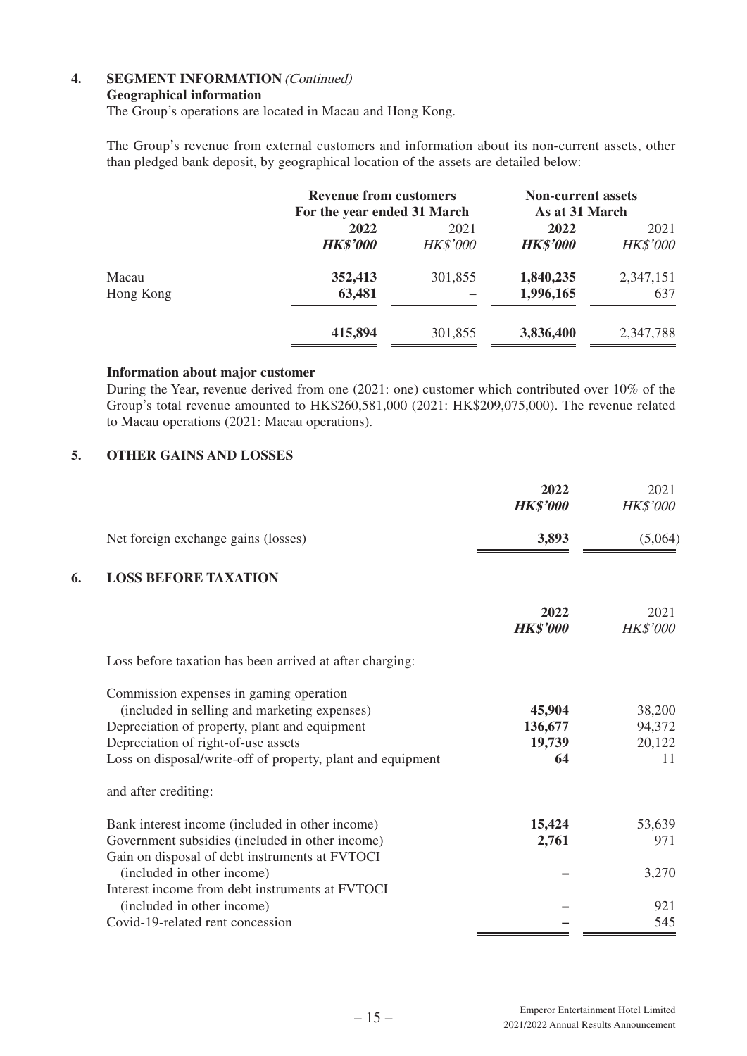## 4. SEGMENT INFORMATION *(Continued)*

### Geographical information

The Group's operations are located in Macau and Hong Kong.

The Group's revenue from external customers and information about its non-current assets, other than pledged bank deposit, by geographical location of the assets are detailed below:

| | Revenue from customers For the year ended 31 March | | Non-current assets As at 31 March | |
|---|---|---|---|---|
| | **2022** | 2021 | **2022** | 2021 |
| | ***HK$'000*** | *HK$'000* | ***HK$'000*** | *HK$'000* |
| Macau | **352,413** | 301,855 | **1,840,235** | 2,347,151 |
| Hong Kong | **63,481** | – | **1,996,165** | 637 |
| | **415,894** | 301,855 | **3,836,400** | 2,347,788 |

### Information about major customer

During the Year, revenue derived from one (2021: one) customer which contributed over 10% of the Group's total revenue amounted to HK$260,581,000 (2021: HK$209,075,000). The revenue related to Macau operations (2021: Macau operations).

## 5. OTHER GAINS AND LOSSES

| | **2022** | 2021 |
|---|---|---|
| | ***HK$'000*** | *HK$'000* |
| Net foreign exchange gains (losses) | **3,893** | (5,064) |

## 6. LOSS BEFORE TAXATION

| | **2022** | 2021 |
|---|---|---|
| | ***HK$'000*** | *HK$'000* |
| Loss before taxation has been arrived at after charging: | | |
| Commission expenses in gaming operation (included in selling and marketing expenses) | **45,904** | 38,200 |
| Depreciation of property, plant and equipment | **136,677** | 94,372 |
| Depreciation of right-of-use assets | **19,739** | 20,122 |
| Loss on disposal/write-off of property, plant and equipment | **64** | 11 |
| and after crediting: | | |
| Bank interest income (included in other income) | **15,424** | 53,639 |
| Government subsidies (included in other income) | **2,761** | 971 |
| Gain on disposal of debt instruments at FVTOCI (included in other income) | **–** | 3,270 |
| Interest income from debt instruments at FVTOCI (included in other income) | **–** | 921 |
| Covid-19-related rent concession | **–** | 545 |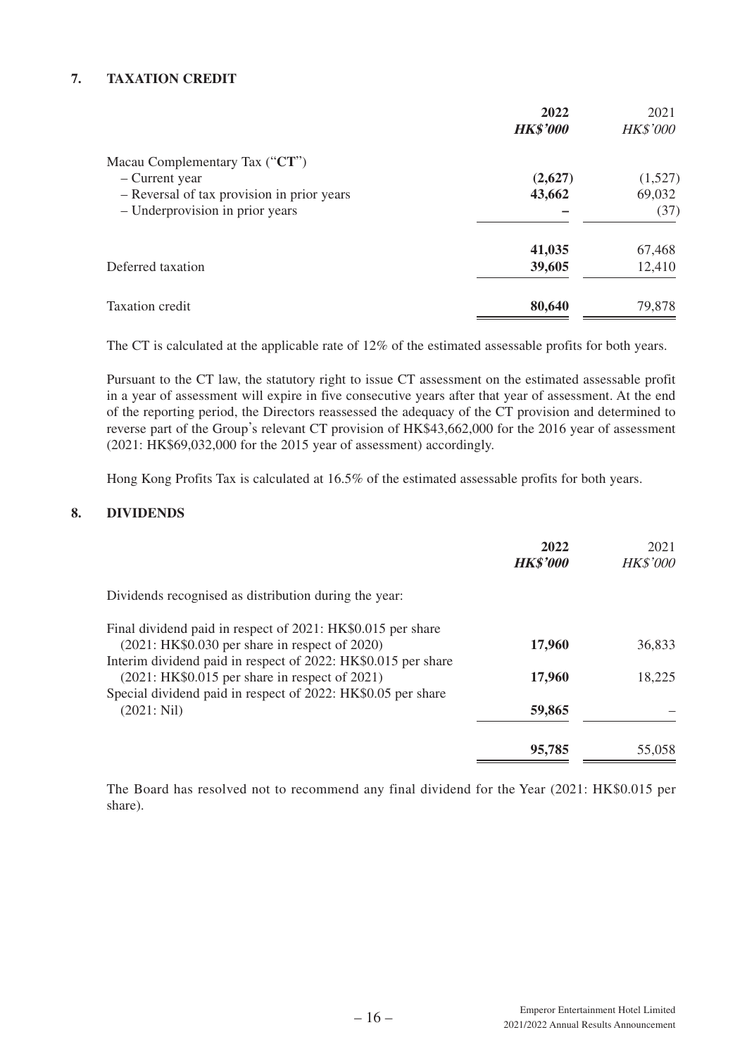## 7. TAXATION CREDIT

| | **2022** | 2021 |
|---|---|---|
| | ***HK$'000*** | *HK$'000* |
| Macau Complementary Tax ("**CT**") | | |
| – Current year | **(2,627)** | (1,527) |
| – Reversal of tax provision in prior years | **43,662** | 69,032 |
| – Underprovision in prior years | **–** | (37) |
| | **41,035** | 67,468 |
| Deferred taxation | **39,605** | 12,410 |
| Taxation credit | **80,640** | 79,878 |

The CT is calculated at the applicable rate of 12% of the estimated assessable profits for both years.

Pursuant to the CT law, the statutory right to issue CT assessment on the estimated assessable profit in a year of assessment will expire in five consecutive years after that year of assessment. At the end of the reporting period, the Directors reassessed the adequacy of the CT provision and determined to reverse part of the Group's relevant CT provision of HK$43,662,000 for the 2016 year of assessment (2021: HK$69,032,000 for the 2015 year of assessment) accordingly.

Hong Kong Profits Tax is calculated at 16.5% of the estimated assessable profits for both years.

## 8. DIVIDENDS

| | **2022** | 2021 |
|---|---|---|
| | ***HK$'000*** | *HK$'000* |
| Dividends recognised as distribution during the year: | | |
| Final dividend paid in respect of 2021: HK$0.015 per share (2021: HK$0.030 per share in respect of 2020) | **17,960** | 36,833 |
| Interim dividend paid in respect of 2022: HK$0.015 per share (2021: HK$0.015 per share in respect of 2021) | **17,960** | 18,225 |
| Special dividend paid in respect of 2022: HK$0.05 per share (2021: Nil) | **59,865** | – |
| | **95,785** | 55,058 |

The Board has resolved not to recommend any final dividend for the Year (2021: HK$0.015 per share).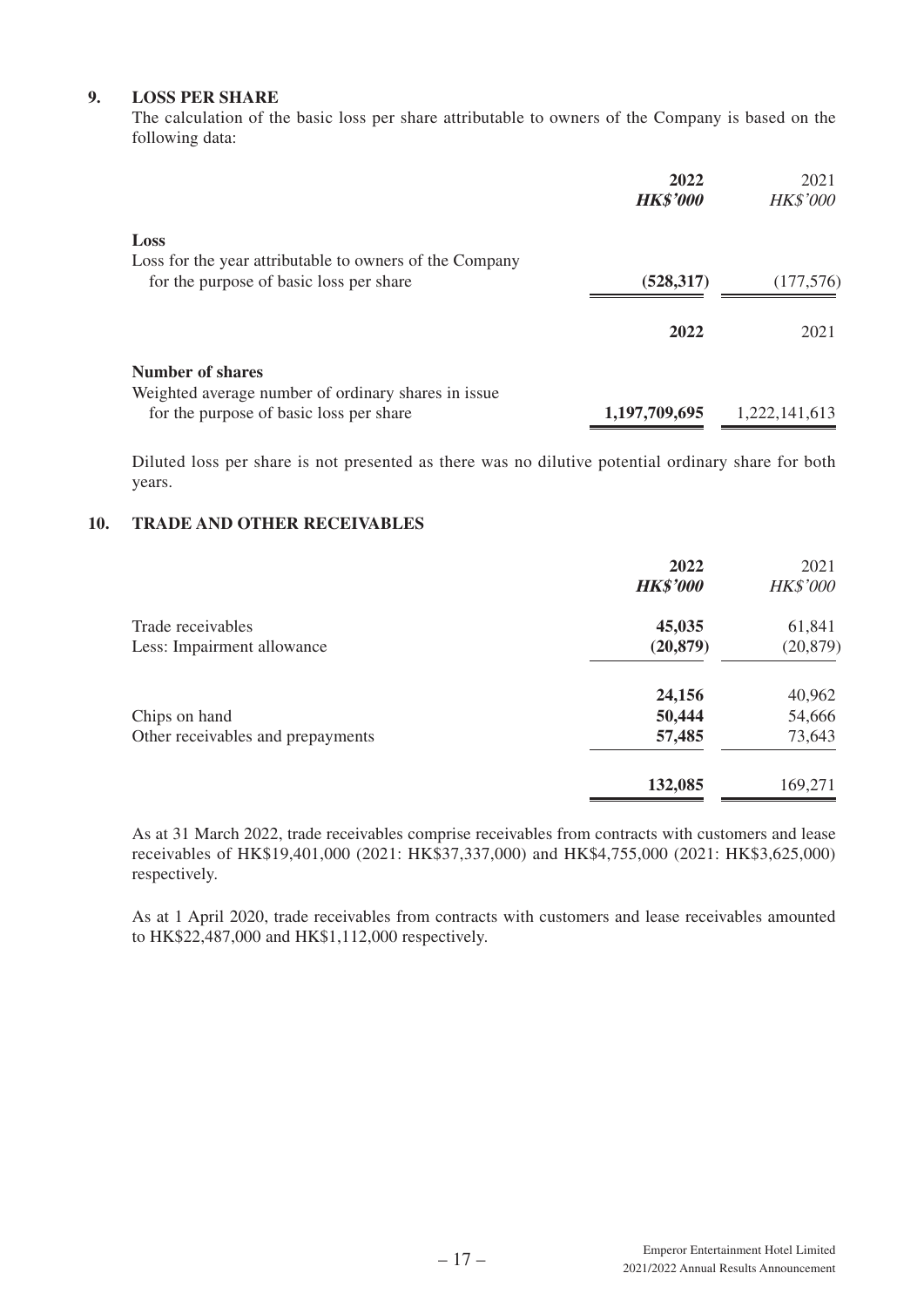## 9. LOSS PER SHARE

The calculation of the basic loss per share attributable to owners of the Company is based on the following data:

| | **2022** | 2021 |
|---|---|---|
| | ***HK$'000*** | *HK$'000* |
| **Loss** | | |
| Loss for the year attributable to owners of the Company for the purpose of basic loss per share | **(528,317)** | (177,576) |

| | **2022** | 2021 |
|---|---|---|
| **Number of shares** | | |
| Weighted average number of ordinary shares in issue for the purpose of basic loss per share | **1,197,709,695** | 1,222,141,613 |

Diluted loss per share is not presented as there was no dilutive potential ordinary share for both years.

## 10. TRADE AND OTHER RECEIVABLES

| | **2022** | 2021 |
|---|---|---|
| | ***HK$'000*** | *HK$'000* |
| Trade receivables | **45,035** | 61,841 |
| Less: Impairment allowance | **(20,879)** | (20,879) |
| | **24,156** | 40,962 |
| Chips on hand | **50,444** | 54,666 |
| Other receivables and prepayments | **57,485** | 73,643 |
| | **132,085** | 169,271 |

As at 31 March 2022, trade receivables comprise receivables from contracts with customers and lease receivables of HK$19,401,000 (2021: HK$37,337,000) and HK$4,755,000 (2021: HK$3,625,000) respectively.

As at 1 April 2020, trade receivables from contracts with customers and lease receivables amounted to HK$22,487,000 and HK$1,112,000 respectively.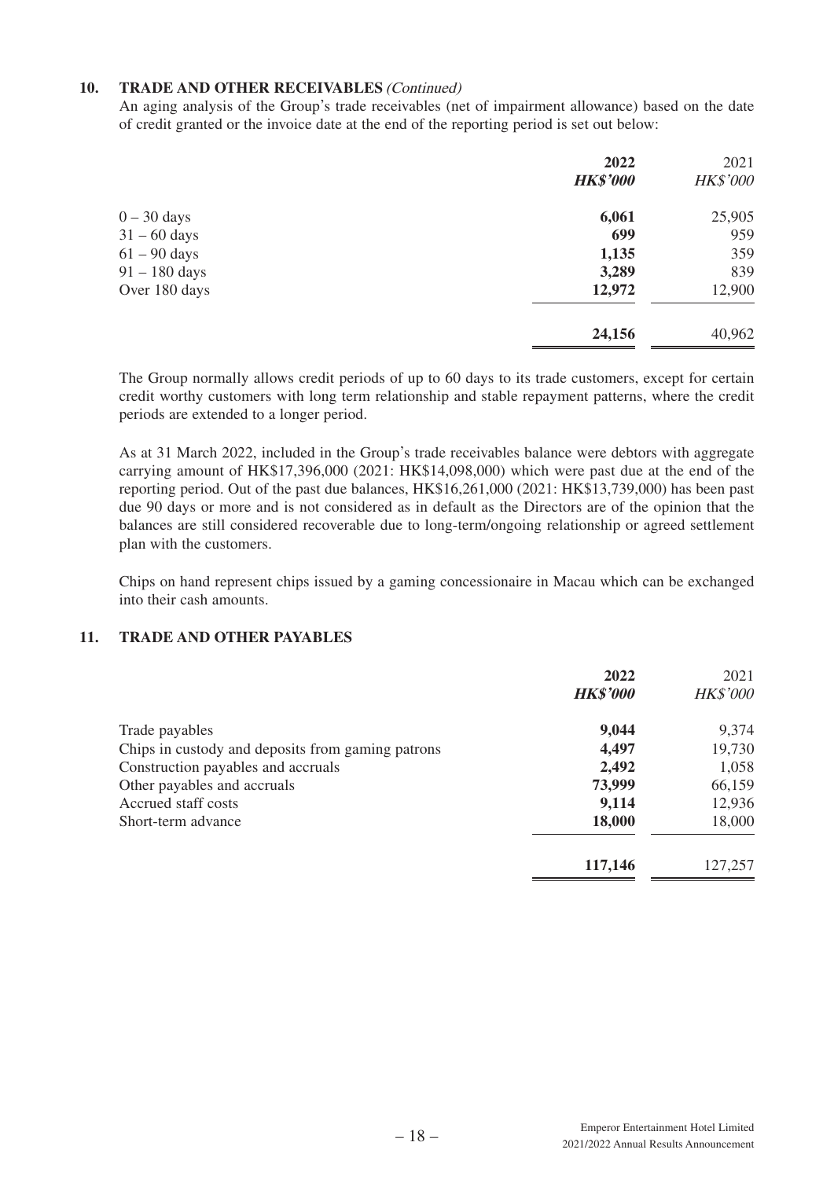## 10. TRADE AND OTHER RECEIVABLES *(Continued)*

An aging analysis of the Group's trade receivables (net of impairment allowance) based on the date of credit granted or the invoice date at the end of the reporting period is set out below:

| | **2022** | 2021 |
|---|---|---|
| | ***HK$'000*** | *HK$'000* |
| 0 – 30 days | **6,061** | 25,905 |
| 31 – 60 days | **699** | 959 |
| 61 – 90 days | **1,135** | 359 |
| 91 – 180 days | **3,289** | 839 |
| Over 180 days | **12,972** | 12,900 |
| | **24,156** | 40,962 |

The Group normally allows credit periods of up to 60 days to its trade customers, except for certain credit worthy customers with long term relationship and stable repayment patterns, where the credit periods are extended to a longer period.

As at 31 March 2022, included in the Group's trade receivables balance were debtors with aggregate carrying amount of HK$17,396,000 (2021: HK$14,098,000) which were past due at the end of the reporting period. Out of the past due balances, HK$16,261,000 (2021: HK$13,739,000) has been past due 90 days or more and is not considered as in default as the Directors are of the opinion that the balances are still considered recoverable due to long-term/ongoing relationship or agreed settlement plan with the customers.

Chips on hand represent chips issued by a gaming concessionaire in Macau which can be exchanged into their cash amounts.

## 11. TRADE AND OTHER PAYABLES

| | **2022** | 2021 |
|---|---|---|
| | ***HK$'000*** | *HK$'000* |
| Trade payables | **9,044** | 9,374 |
| Chips in custody and deposits from gaming patrons | **4,497** | 19,730 |
| Construction payables and accruals | **2,492** | 1,058 |
| Other payables and accruals | **73,999** | 66,159 |
| Accrued staff costs | **9,114** | 12,936 |
| Short-term advance | **18,000** | 18,000 |
| | **117,146** | 127,257 |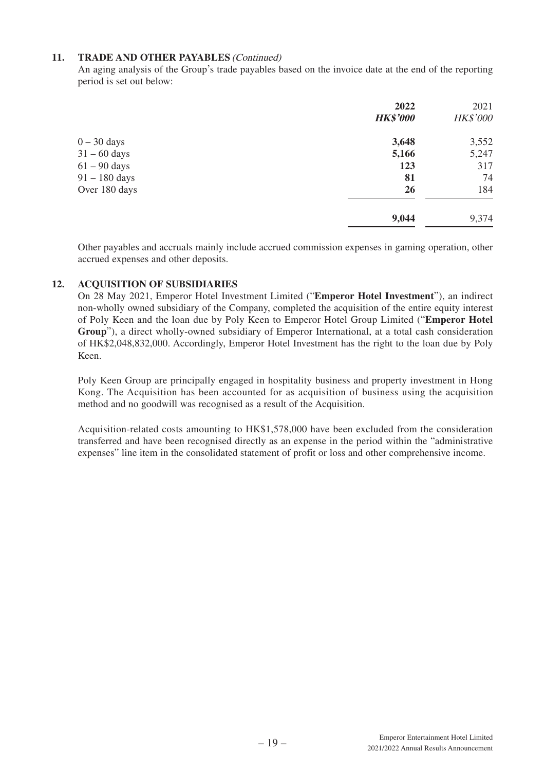### 11. TRADE AND OTHER PAYABLES *(Continued)*

An aging analysis of the Group's trade payables based on the invoice date at the end of the reporting period is set out below:

| | **2022** | 2021 |
|---|---|---|
| | ***HK$'000*** | *HK$'000* |
| 0 – 30 days | **3,648** | 3,552 |
| 31 – 60 days | **5,166** | 5,247 |
| 61 – 90 days | **123** | 317 |
| 91 – 180 days | **81** | 74 |
| Over 180 days | **26** | 184 |
| | **9,044** | 9,374 |

Other payables and accruals mainly include accrued commission expenses in gaming operation, other accrued expenses and other deposits.

### 12. ACQUISITION OF SUBSIDIARIES

On 28 May 2021, Emperor Hotel Investment Limited ("**Emperor Hotel Investment**"), an indirect non-wholly owned subsidiary of the Company, completed the acquisition of the entire equity interest of Poly Keen and the loan due by Poly Keen to Emperor Hotel Group Limited ("**Emperor Hotel Group**"), a direct wholly-owned subsidiary of Emperor International, at a total cash consideration of HK$2,048,832,000. Accordingly, Emperor Hotel Investment has the right to the loan due by Poly Keen.

Poly Keen Group are principally engaged in hospitality business and property investment in Hong Kong. The Acquisition has been accounted for as acquisition of business using the acquisition method and no goodwill was recognised as a result of the Acquisition.

Acquisition-related costs amounting to HK$1,578,000 have been excluded from the consideration transferred and have been recognised directly as an expense in the period within the "administrative expenses" line item in the consolidated statement of profit or loss and other comprehensive income.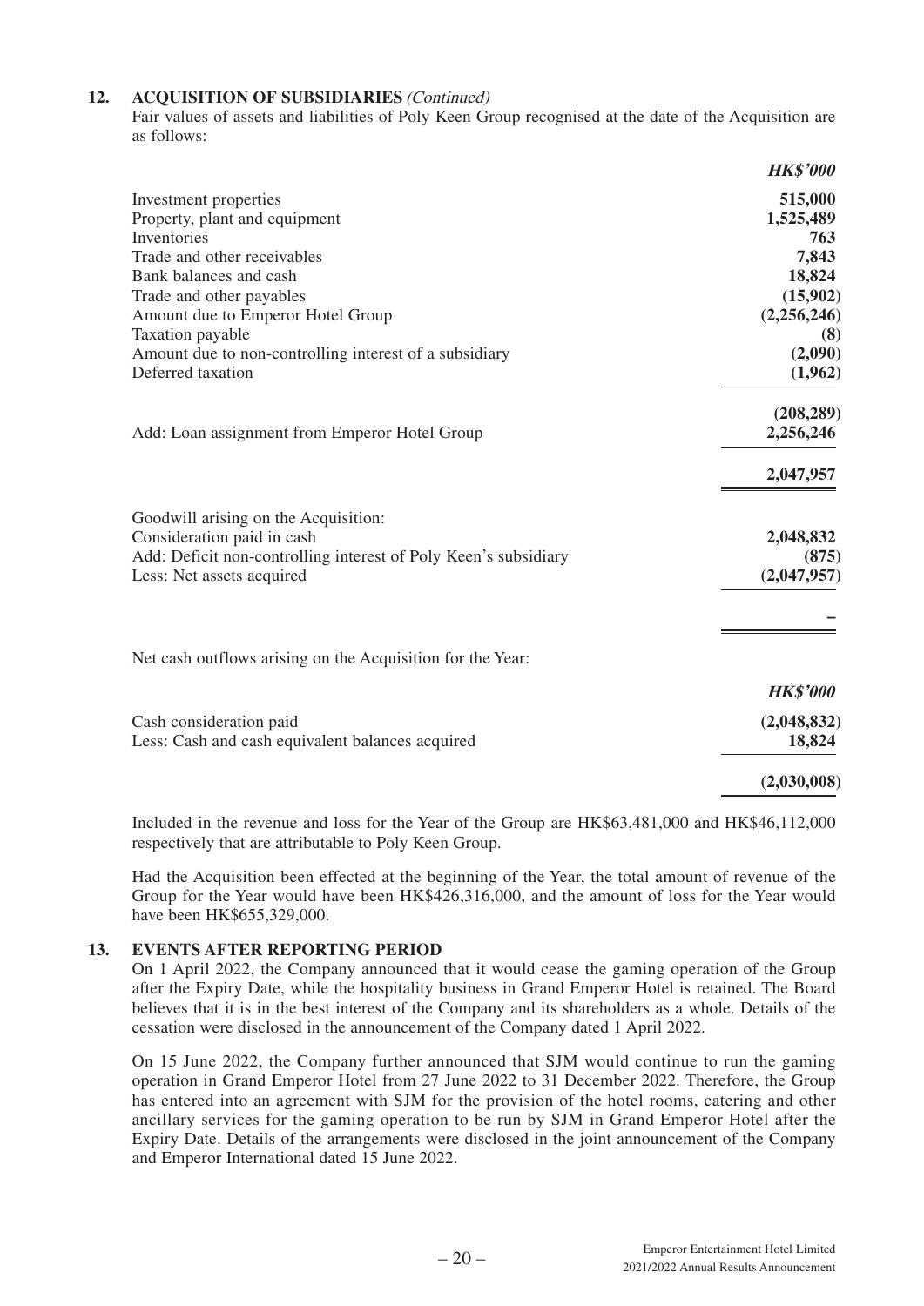## 12. ACQUISITION OF SUBSIDIARIES *(Continued)*

Fair values of assets and liabilities of Poly Keen Group recognised at the date of the Acquisition are as follows:

| | ***HK$'000*** |
|---|---|
| Investment properties | **515,000** |
| Property, plant and equipment | **1,525,489** |
| Inventories | **763** |
| Trade and other receivables | **7,843** |
| Bank balances and cash | **18,824** |
| Trade and other payables | **(15,902)** |
| Amount due to Emperor Hotel Group | **(2,256,246)** |
| Taxation payable | **(8)** |
| Amount due to non-controlling interest of a subsidiary | **(2,090)** |
| Deferred taxation | **(1,962)** |
| | **(208,289)** |
| Add: Loan assignment from Emperor Hotel Group | **2,256,246** |
| | **2,047,957** |
| Goodwill arising on the Acquisition: | |
| Consideration paid in cash | **2,048,832** |
| Add: Deficit non-controlling interest of Poly Keen's subsidiary | **(875)** |
| Less: Net assets acquired | **(2,047,957)** |
| | **–** |

Net cash outflows arising on the Acquisition for the Year:

| | ***HK$'000*** |
|---|---|
| Cash consideration paid | **(2,048,832)** |
| Less: Cash and cash equivalent balances acquired | **18,824** |
| | **(2,030,008)** |

Included in the revenue and loss for the Year of the Group are HK$63,481,000 and HK$46,112,000 respectively that are attributable to Poly Keen Group.

Had the Acquisition been effected at the beginning of the Year, the total amount of revenue of the Group for the Year would have been HK$426,316,000, and the amount of loss for the Year would have been HK$655,329,000.

## 13. EVENTS AFTER REPORTING PERIOD

On 1 April 2022, the Company announced that it would cease the gaming operation of the Group after the Expiry Date, while the hospitality business in Grand Emperor Hotel is retained. The Board believes that it is in the best interest of the Company and its shareholders as a whole. Details of the cessation were disclosed in the announcement of the Company dated 1 April 2022.

On 15 June 2022, the Company further announced that SJM would continue to run the gaming operation in Grand Emperor Hotel from 27 June 2022 to 31 December 2022. Therefore, the Group has entered into an agreement with SJM for the provision of the hotel rooms, catering and other ancillary services for the gaming operation to be run by SJM in Grand Emperor Hotel after the Expiry Date. Details of the arrangements were disclosed in the joint announcement of the Company and Emperor International dated 15 June 2022.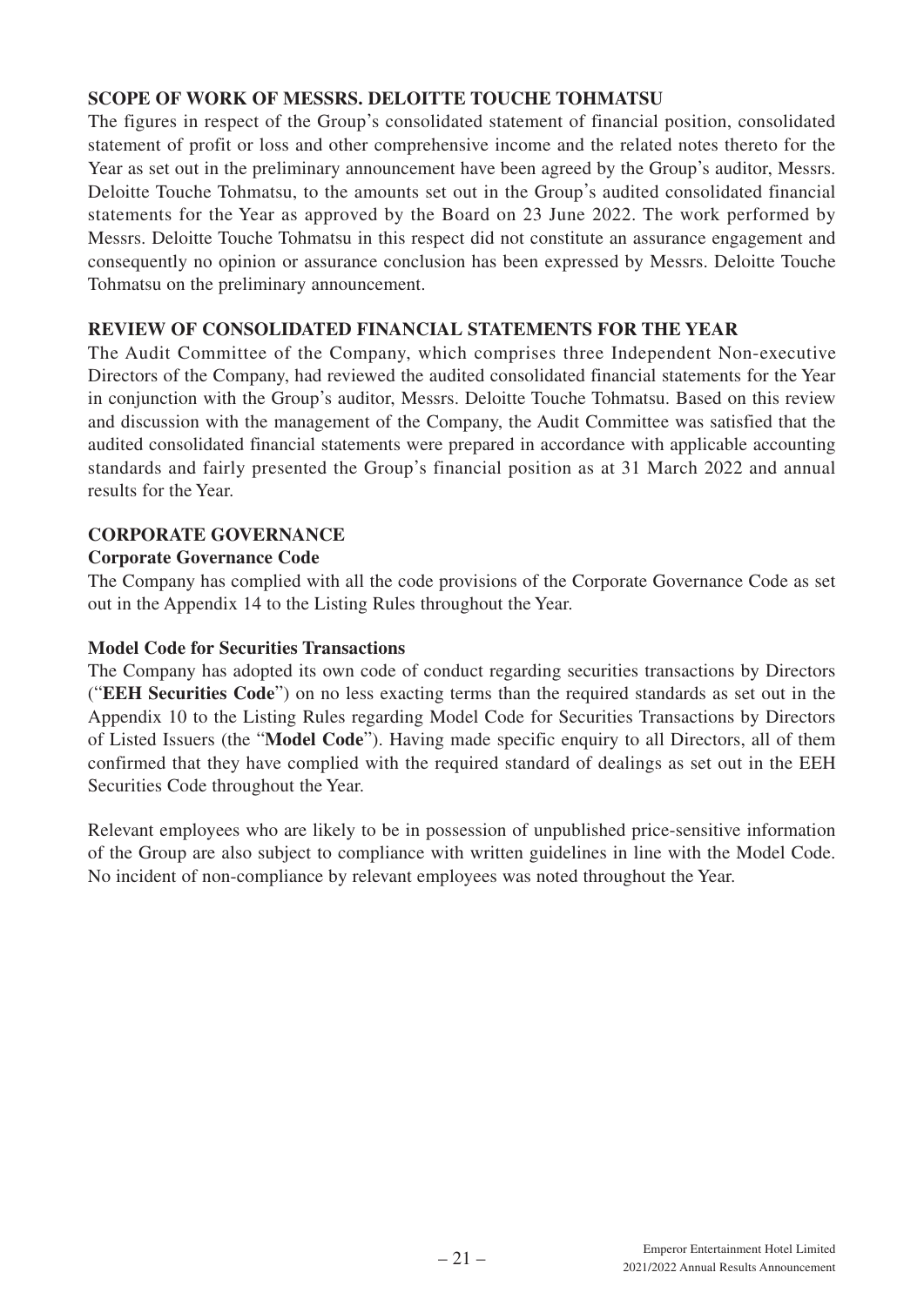## SCOPE OF WORK OF MESSRS. DELOITTE TOUCHE TOHMATSU

The figures in respect of the Group's consolidated statement of financial position, consolidated statement of profit or loss and other comprehensive income and the related notes thereto for the Year as set out in the preliminary announcement have been agreed by the Group's auditor, Messrs. Deloitte Touche Tohmatsu, to the amounts set out in the Group's audited consolidated financial statements for the Year as approved by the Board on 23 June 2022. The work performed by Messrs. Deloitte Touche Tohmatsu in this respect did not constitute an assurance engagement and consequently no opinion or assurance conclusion has been expressed by Messrs. Deloitte Touche Tohmatsu on the preliminary announcement.

## REVIEW OF CONSOLIDATED FINANCIAL STATEMENTS FOR THE YEAR

The Audit Committee of the Company, which comprises three Independent Non-executive Directors of the Company, had reviewed the audited consolidated financial statements for the Year in conjunction with the Group's auditor, Messrs. Deloitte Touche Tohmatsu. Based on this review and discussion with the management of the Company, the Audit Committee was satisfied that the audited consolidated financial statements were prepared in accordance with applicable accounting standards and fairly presented the Group's financial position as at 31 March 2022 and annual results for the Year.

## CORPORATE GOVERNANCE

### Corporate Governance Code

The Company has complied with all the code provisions of the Corporate Governance Code as set out in the Appendix 14 to the Listing Rules throughout the Year.

### Model Code for Securities Transactions

The Company has adopted its own code of conduct regarding securities transactions by Directors ("**EEH Securities Code**") on no less exacting terms than the required standards as set out in the Appendix 10 to the Listing Rules regarding Model Code for Securities Transactions by Directors of Listed Issuers (the "**Model Code**"). Having made specific enquiry to all Directors, all of them confirmed that they have complied with the required standard of dealings as set out in the EEH Securities Code throughout the Year.

Relevant employees who are likely to be in possession of unpublished price-sensitive information of the Group are also subject to compliance with written guidelines in line with the Model Code. No incident of non-compliance by relevant employees was noted throughout the Year.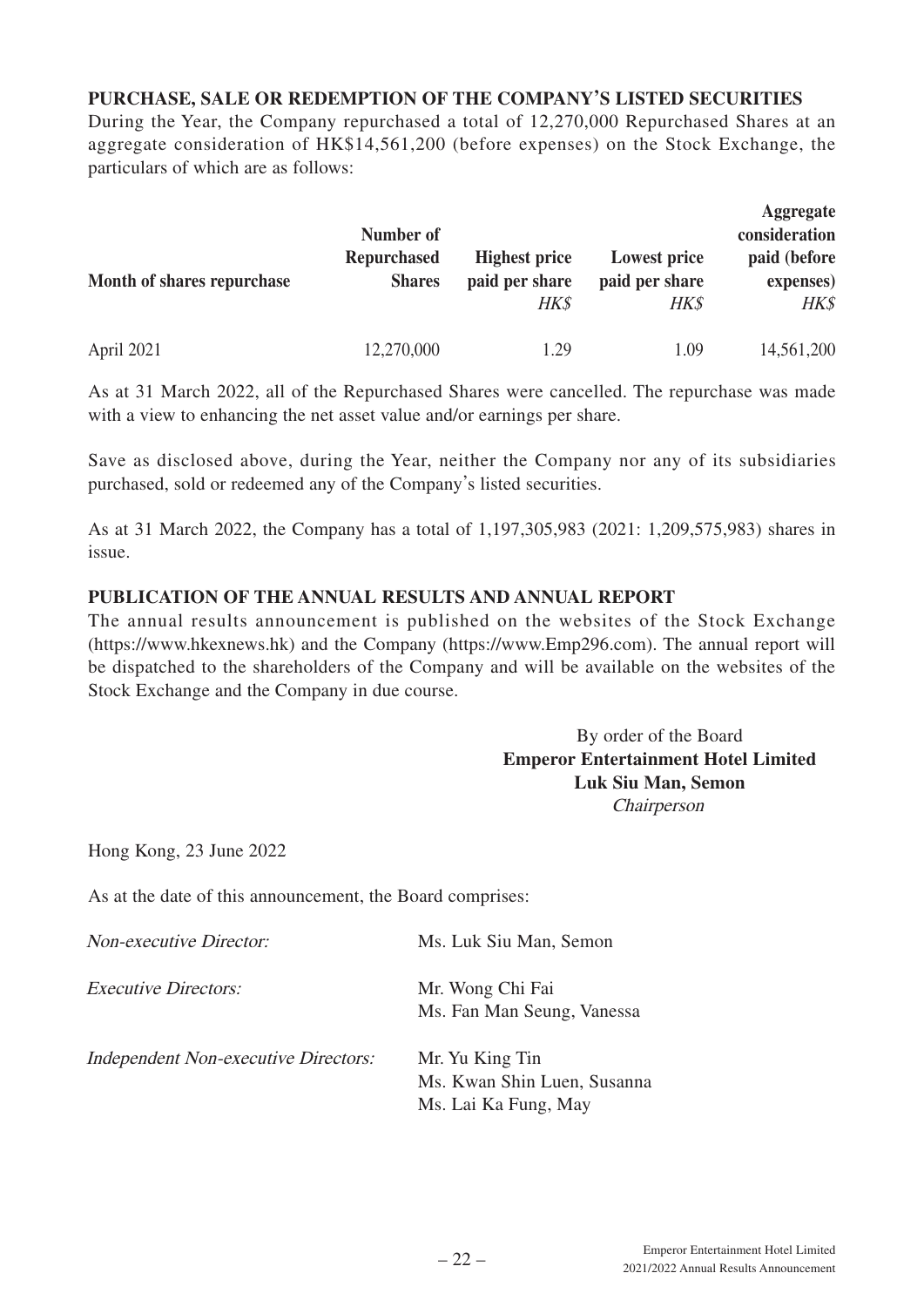## PURCHASE, SALE OR REDEMPTION OF THE COMPANY'S LISTED SECURITIES

During the Year, the Company repurchased a total of 12,270,000 Repurchased Shares at an aggregate consideration of HK$14,561,200 (before expenses) on the Stock Exchange, the particulars of which are as follows:

| Month of shares repurchase | Number of Repurchased Shares | Highest price paid per share *HK$* | Lowest price paid per share *HK$* | Aggregate consideration paid (before expenses) *HK$* |
|---|---|---|---|---|
| April 2021 | 12,270,000 | 1.29 | 1.09 | 14,561,200 |

As at 31 March 2022, all of the Repurchased Shares were cancelled. The repurchase was made with a view to enhancing the net asset value and/or earnings per share.

Save as disclosed above, during the Year, neither the Company nor any of its subsidiaries purchased, sold or redeemed any of the Company's listed securities.

As at 31 March 2022, the Company has a total of 1,197,305,983 (2021: 1,209,575,983) shares in issue.

## PUBLICATION OF THE ANNUAL RESULTS AND ANNUAL REPORT

The annual results announcement is published on the websites of the Stock Exchange (https://www.hkexnews.hk) and the Company (https://www.Emp296.com). The annual report will be dispatched to the shareholders of the Company and will be available on the websites of the Stock Exchange and the Company in due course.

By order of the Board
**Emperor Entertainment Hotel Limited**
**Luk Siu Man, Semon**
*Chairperson*

Hong Kong, 23 June 2022

As at the date of this announcement, the Board comprises:

| | |
|---|---|
| *Non-executive Director:* | Ms. Luk Siu Man, Semon |
| *Executive Directors:* | Mr. Wong Chi Fai<br>Ms. Fan Man Seung, Vanessa |
| *Independent Non-executive Directors:* | Mr. Yu King Tin<br>Ms. Kwan Shin Luen, Susanna<br>Ms. Lai Ka Fung, May |